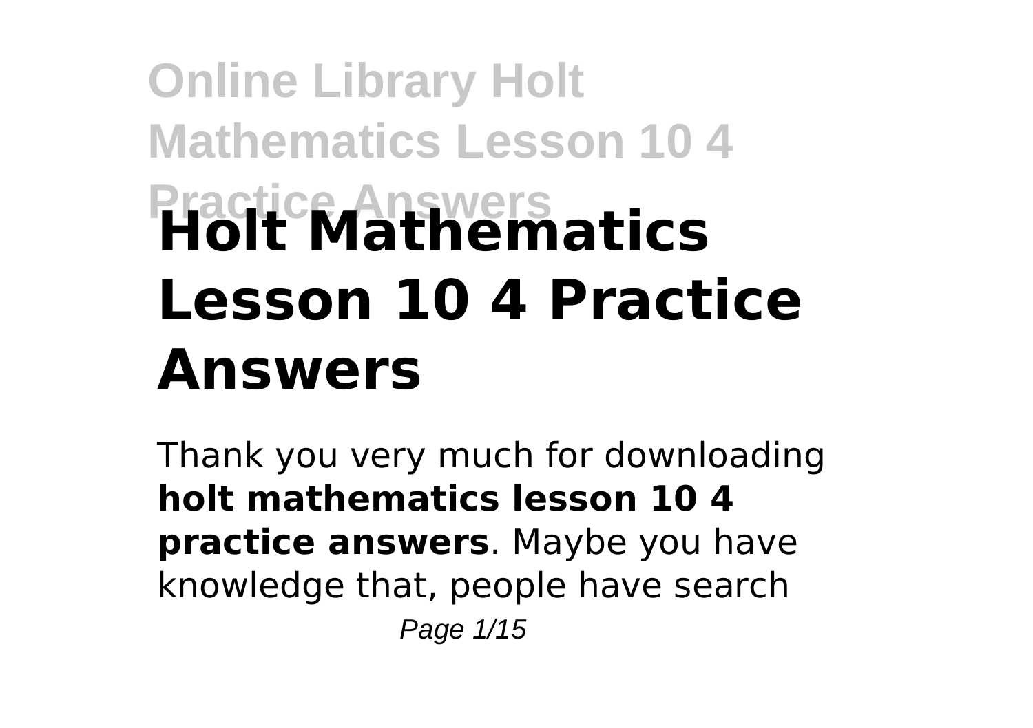# Holt Mathematics Lesson 10 4 Practice Answers

Thank you very much for downloading **holt mathematics lesson 10 4 practice answers**. Maybe you have knowledge that, people have search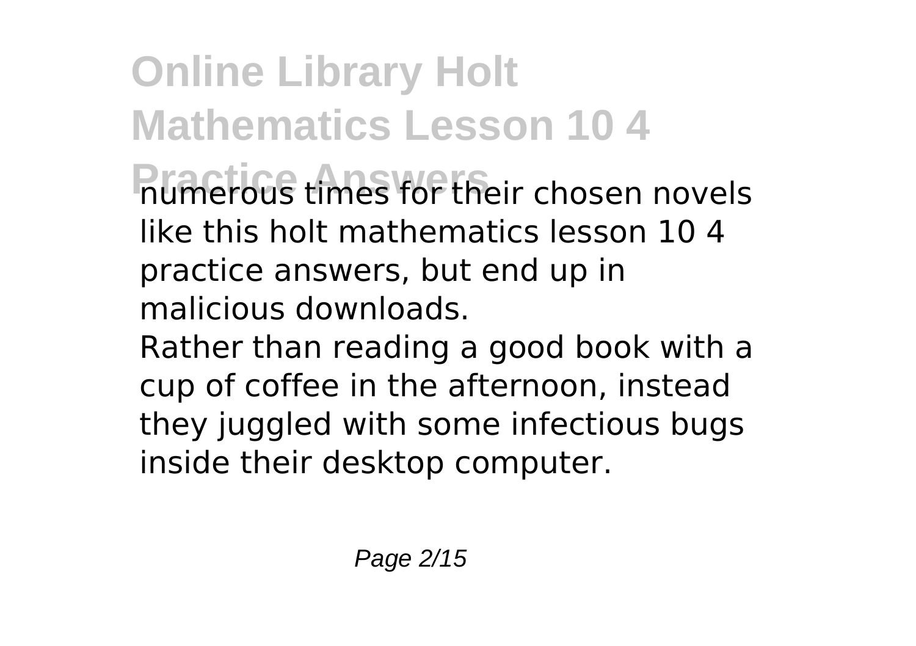numerous times for their chosen novels like this holt mathematics lesson 10 4 practice answers, but end up in malicious downloads.

Rather than reading a good book with a cup of coffee in the afternoon, instead they juggled with some infectious bugs inside their desktop computer.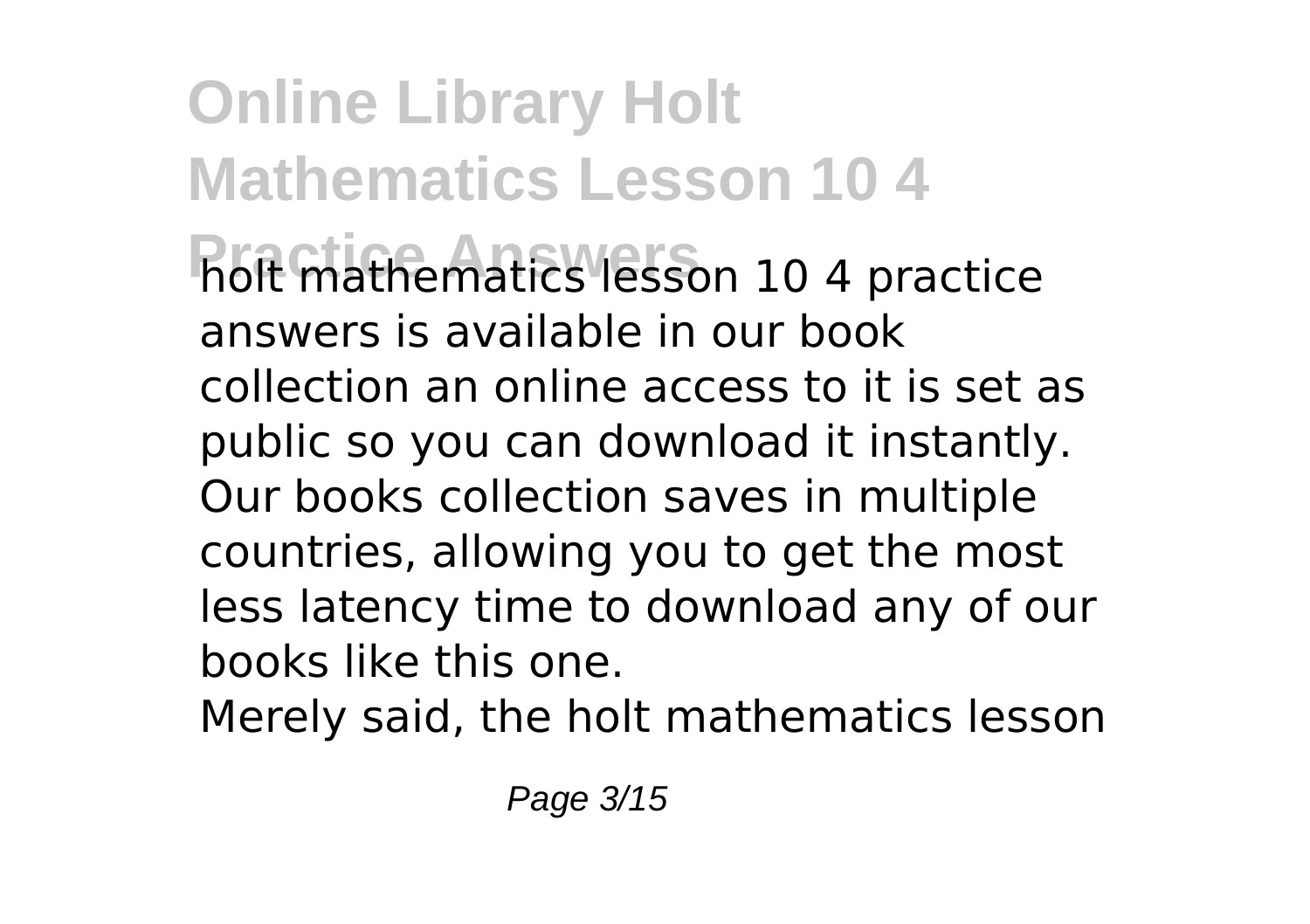holt mathematics lesson 10 4 practice answers is available in our book collection an online access to it is set as public so you can download it instantly. Our books collection saves in multiple countries, allowing you to get the most less latency time to download any of our books like this one.

Merely said, the holt mathematics lesson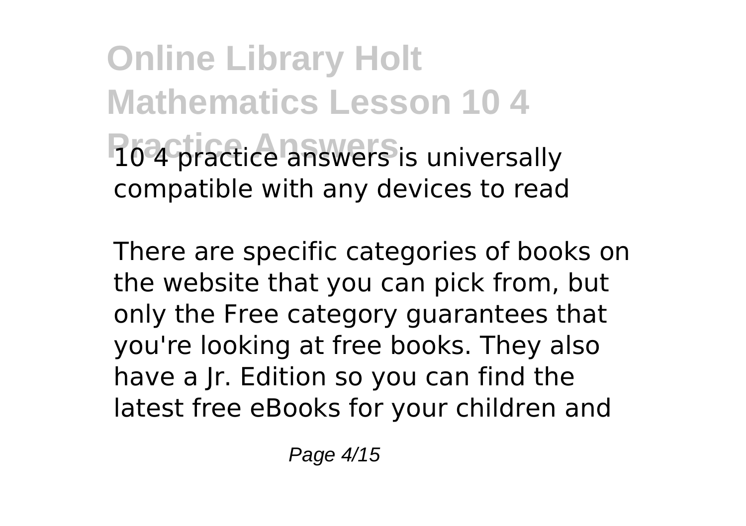10 4 practice answers is universally compatible with any devices to read

There are specific categories of books on the website that you can pick from, but only the Free category guarantees that you're looking at free books. They also have a Jr. Edition so you can find the latest free eBooks for your children and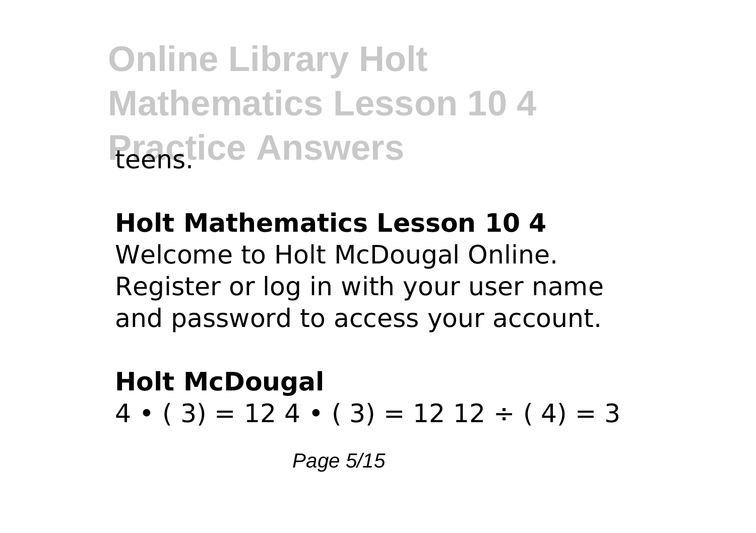teens.

**Holt Mathematics Lesson 10 4**

Welcome to Holt McDougal Online. Register or log in with your user name and password to access your account.

**Holt McDougal**

$4 \bullet (3) = 12$ $4 \bullet (3) = 12$ $12 \div (4) = 3$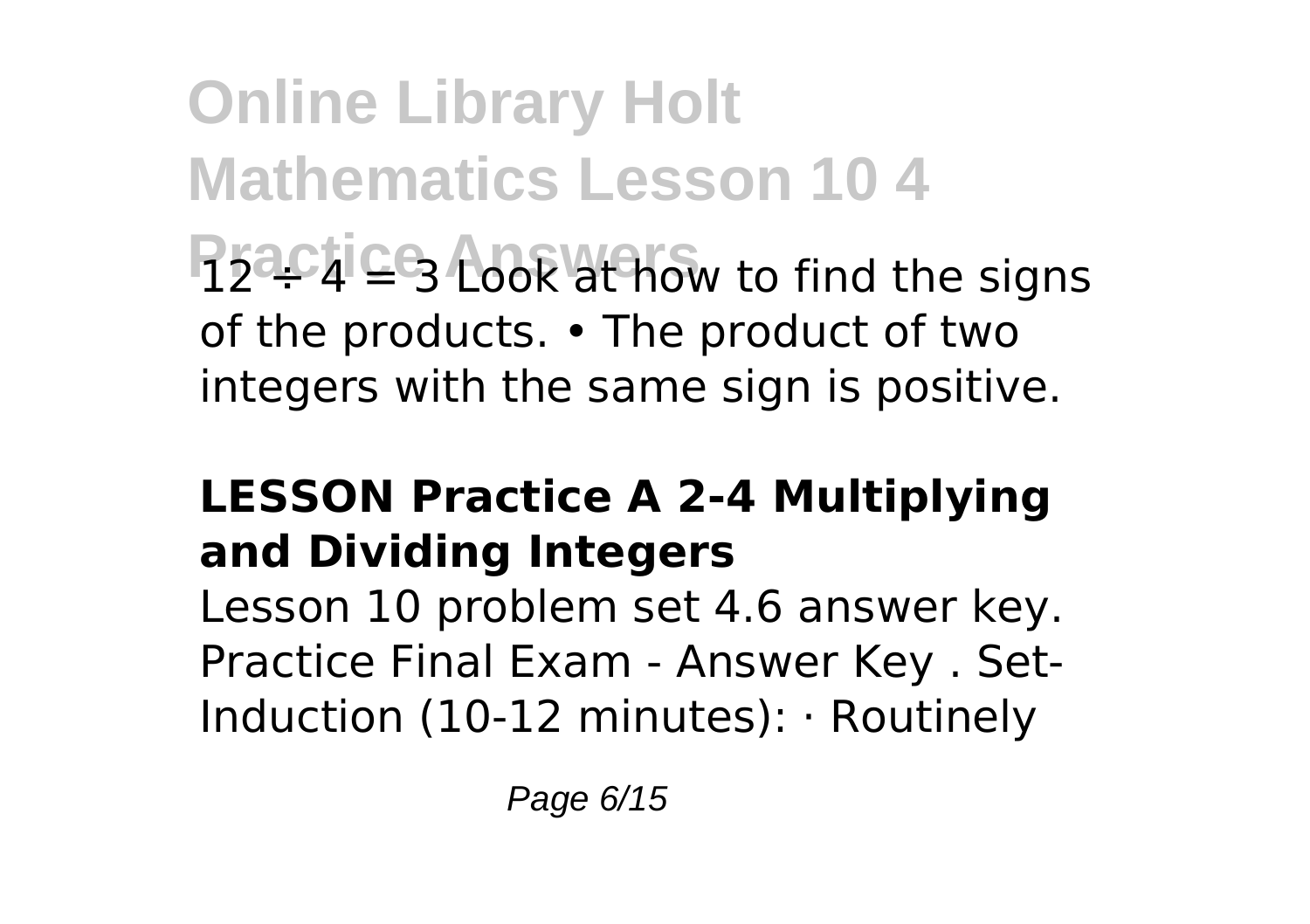$12 \div 4 = 3$ Look at how to find the signs of the products. • The product of two integers with the same sign is positive.

### LESSON Practice A 2-4 Multiplying and Dividing Integers

Lesson 10 problem set 4.6 answer key. Practice Final Exam - Answer Key . Set-Induction (10-12 minutes): · Routinely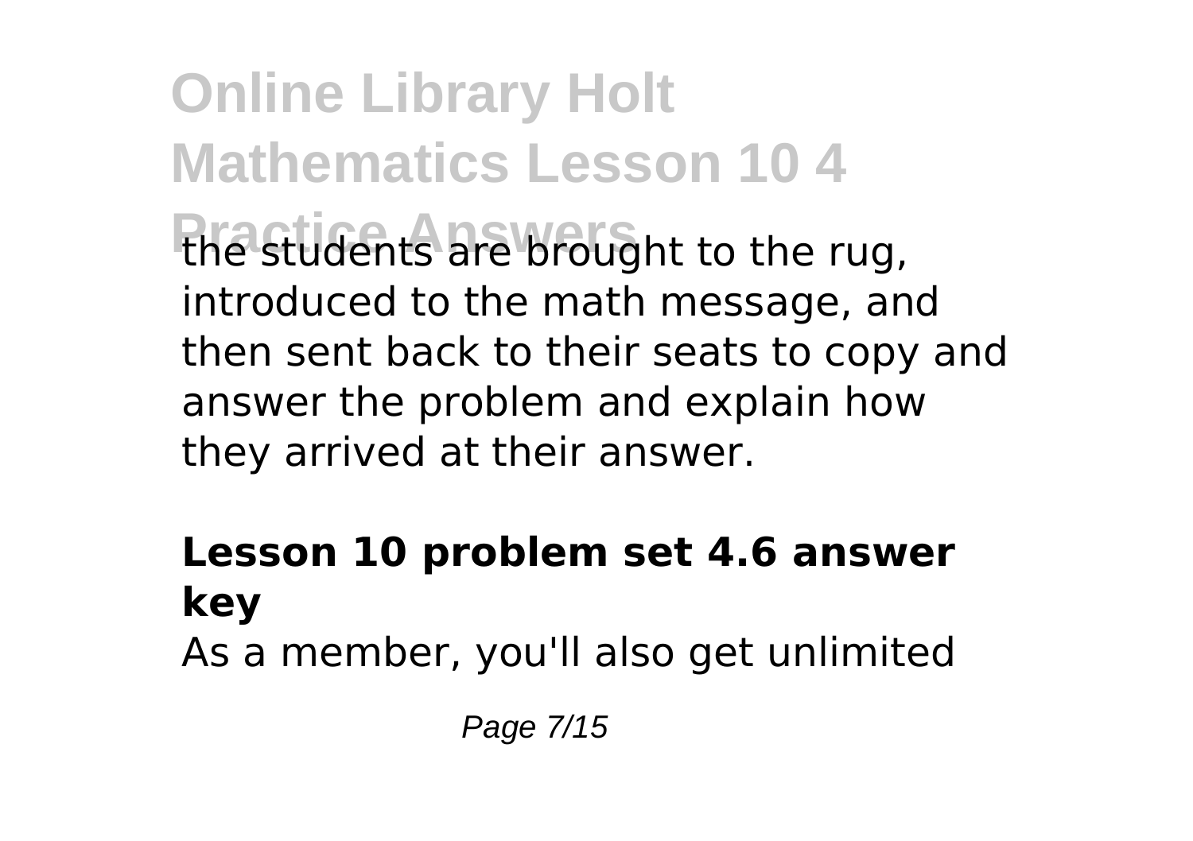the students are brought to the rug, introduced to the math message, and then sent back to their seats to copy and answer the problem and explain how they arrived at their answer.

## Lesson 10 problem set 4.6 answer key

As a member, you'll also get unlimited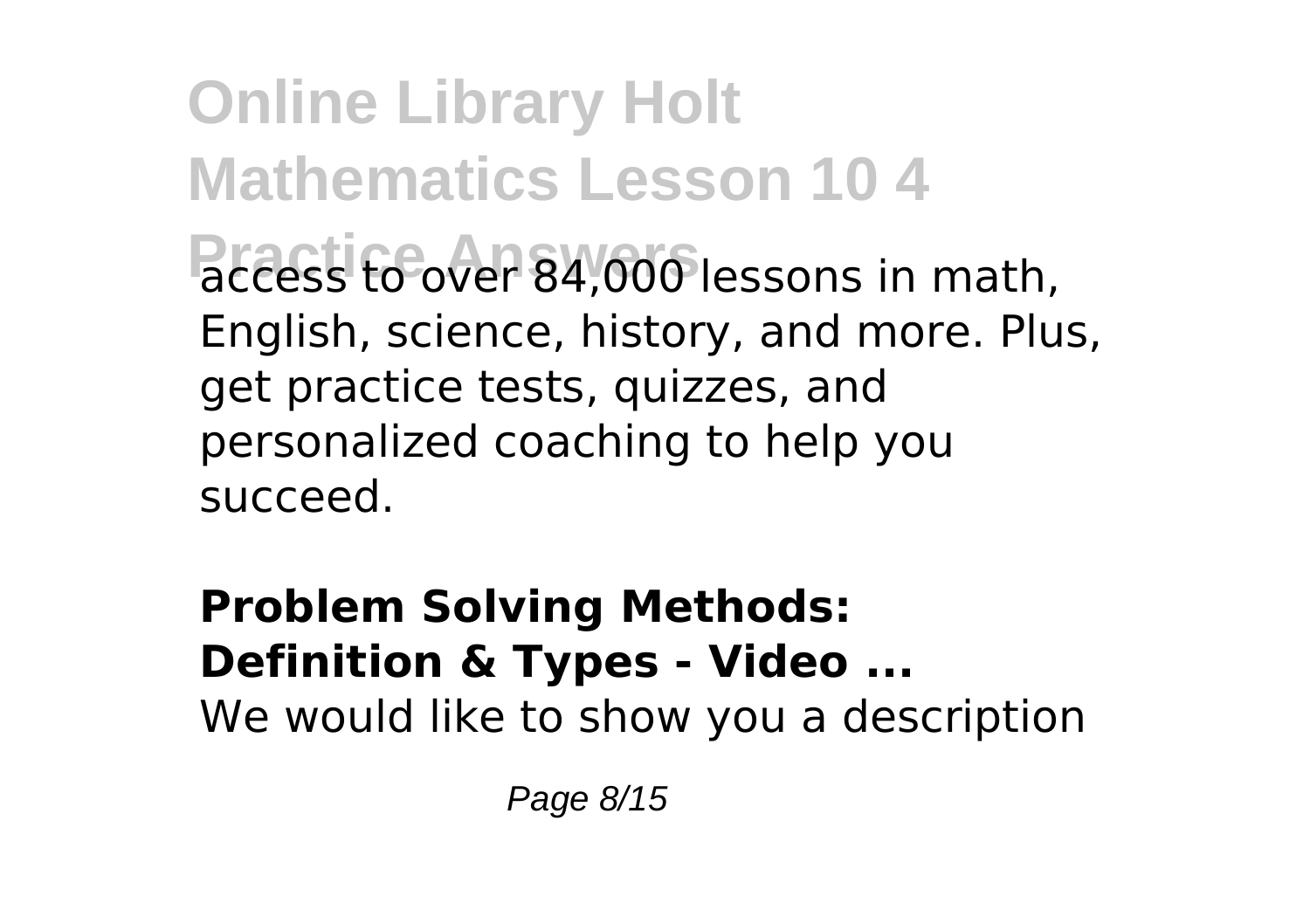access to over 84,000 lessons in math, English, science, history, and more. Plus, get practice tests, quizzes, and personalized coaching to help you succeed.

## Problem Solving Methods: Definition & Types - Video ...

We would like to show you a description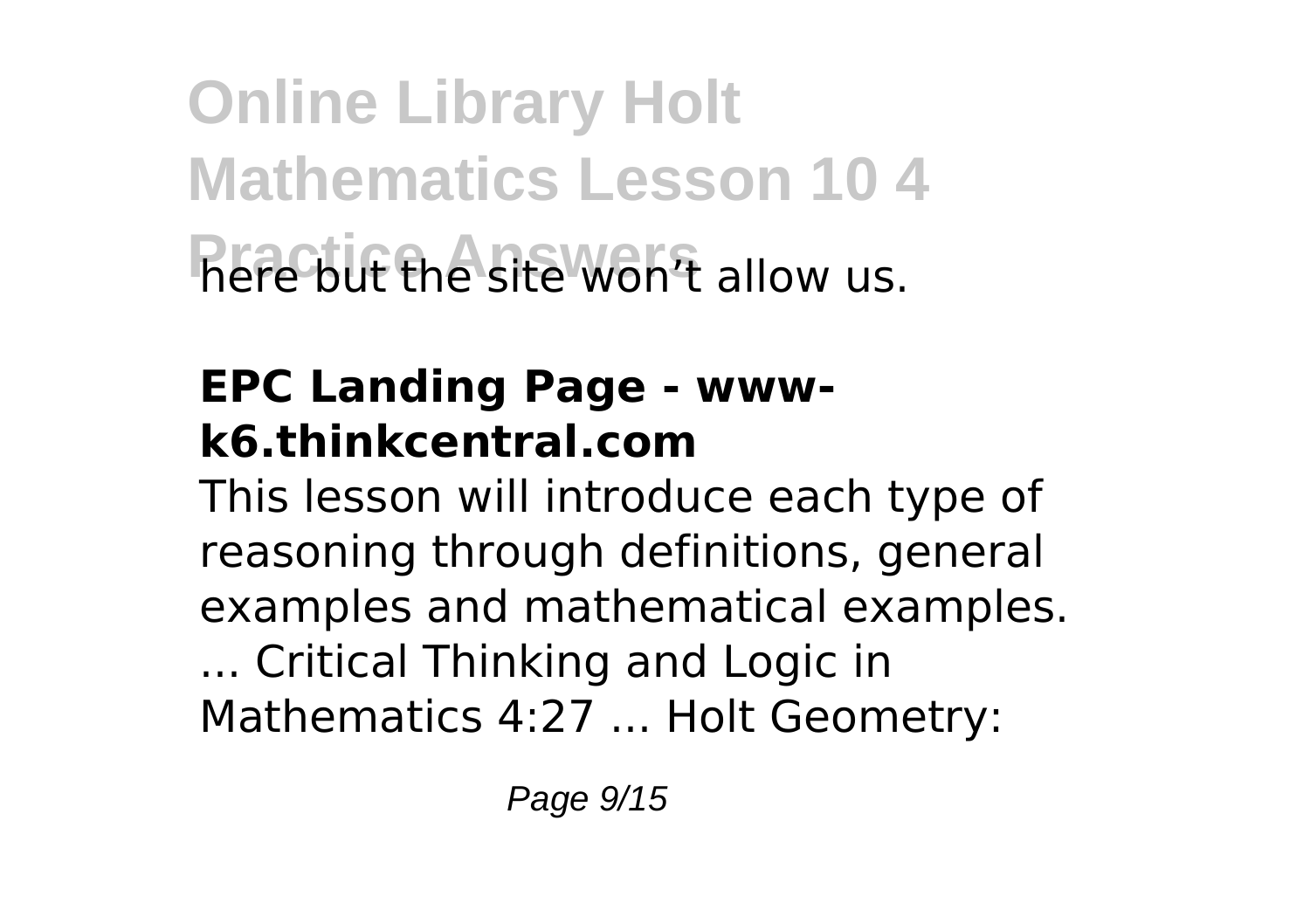here but the site won't allow us.

**EPC Landing Page - www-k6.thinkcentral.com**

This lesson will introduce each type of reasoning through definitions, general examples and mathematical examples. ... Critical Thinking and Logic in Mathematics 4:27 ... Holt Geometry: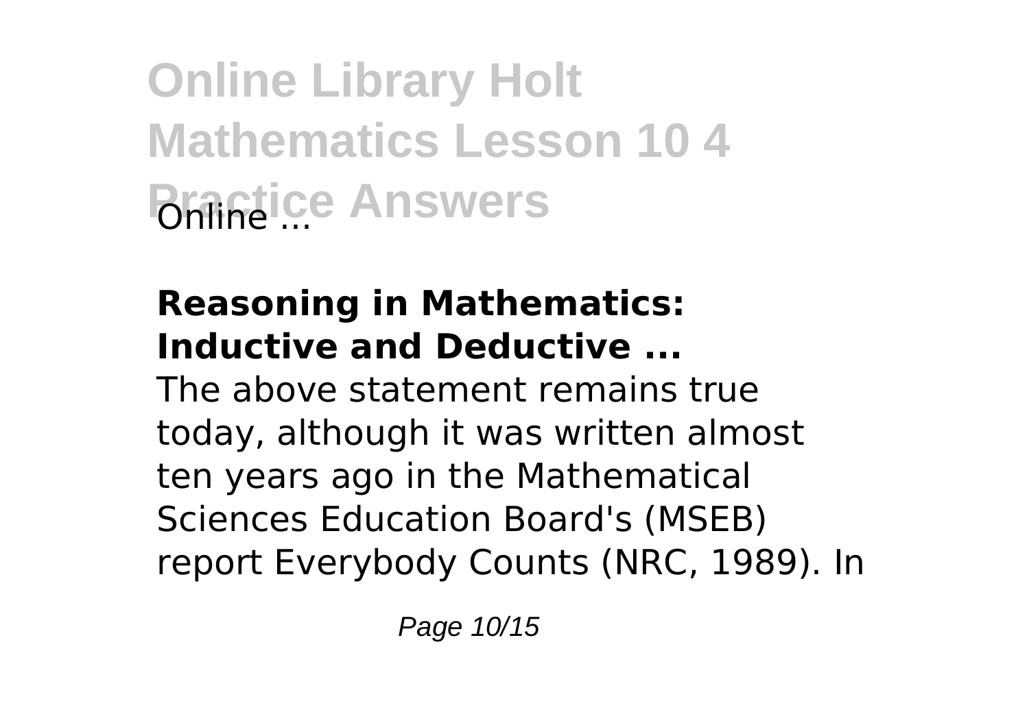**Reasoning in Mathematics: Inductive and Deductive ...**

The above statement remains true today, although it was written almost ten years ago in the Mathematical Sciences Education Board's (MSEB) report Everybody Counts (NRC, 1989). In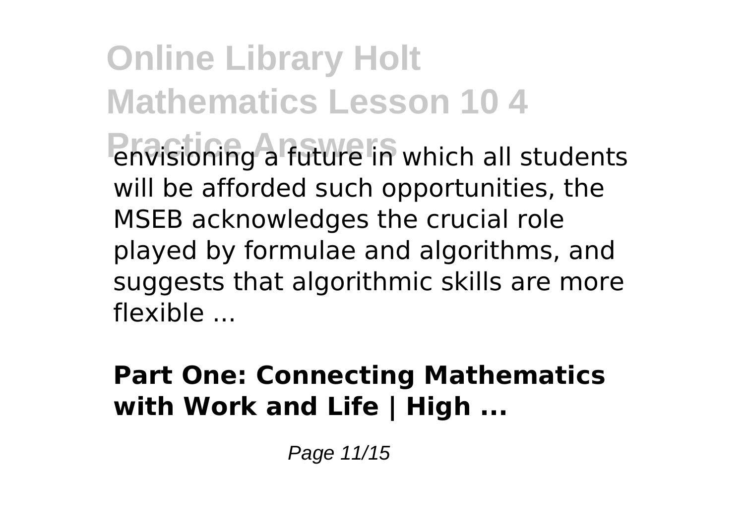envisioning a future in which all students will be afforded such opportunities, the MSEB acknowledges the crucial role played by formulae and algorithms, and suggests that algorithmic skills are more flexible ...

**Part One: Connecting Mathematics with Work and Life | High ...**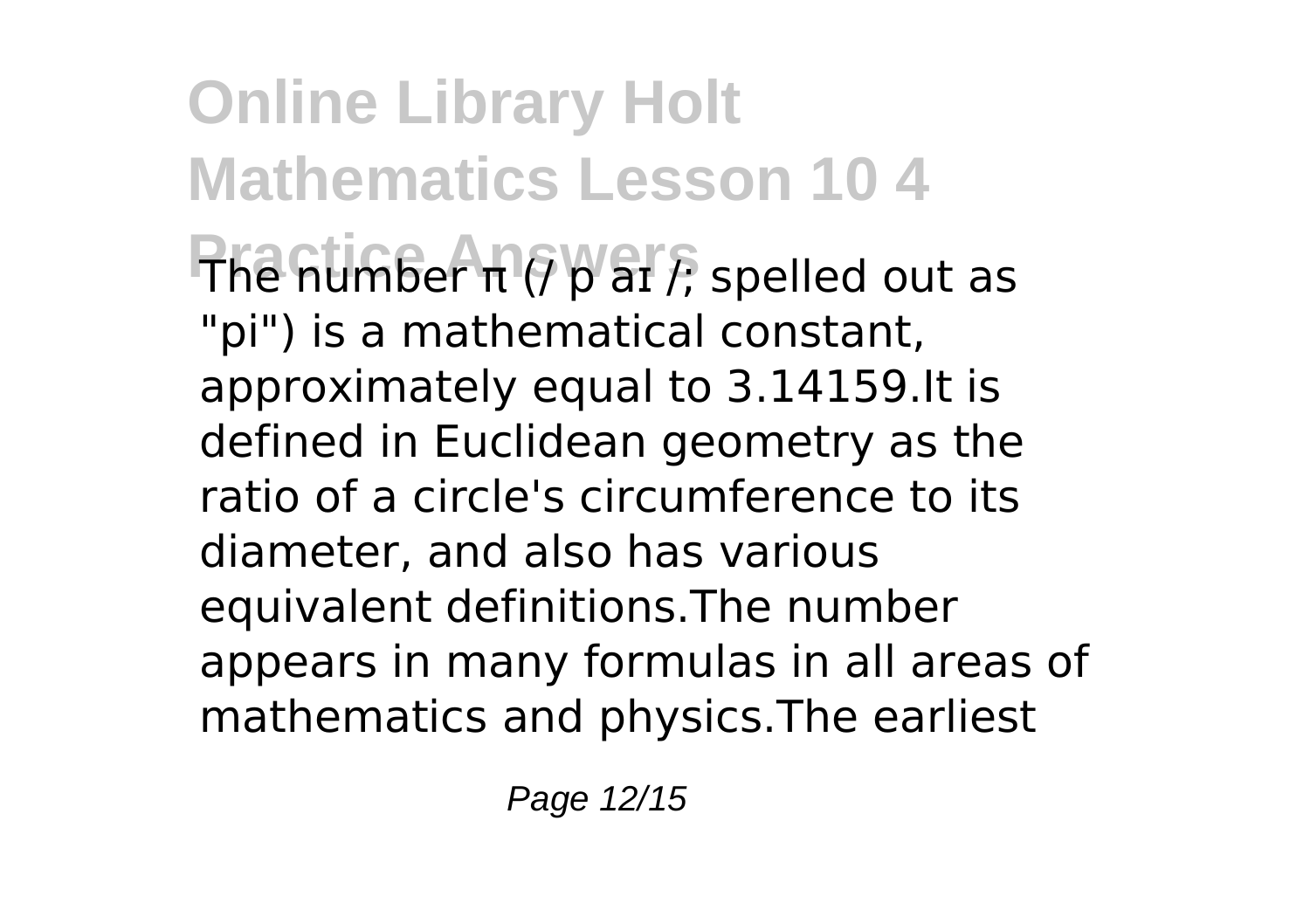The number π (/ p aɪ /; spelled out as "pi") is a mathematical constant, approximately equal to 3.14159.It is defined in Euclidean geometry as the ratio of a circle's circumference to its diameter, and also has various equivalent definitions.The number appears in many formulas in all areas of mathematics and physics.The earliest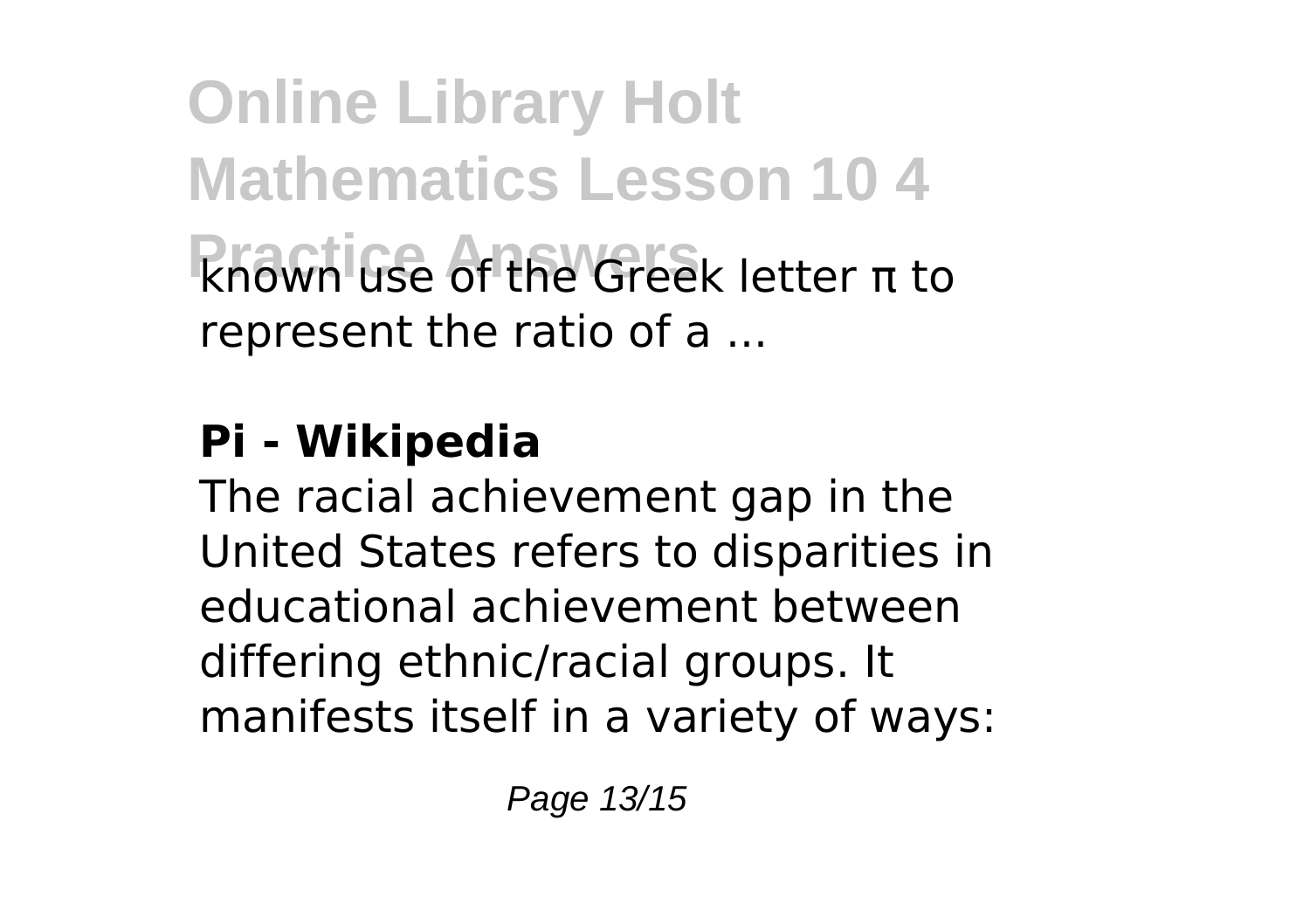known use of the Greek letter π to represent the ratio of a ...

**Pi - Wikipedia**

The racial achievement gap in the United States refers to disparities in educational achievement between differing ethnic/racial groups. It manifests itself in a variety of ways: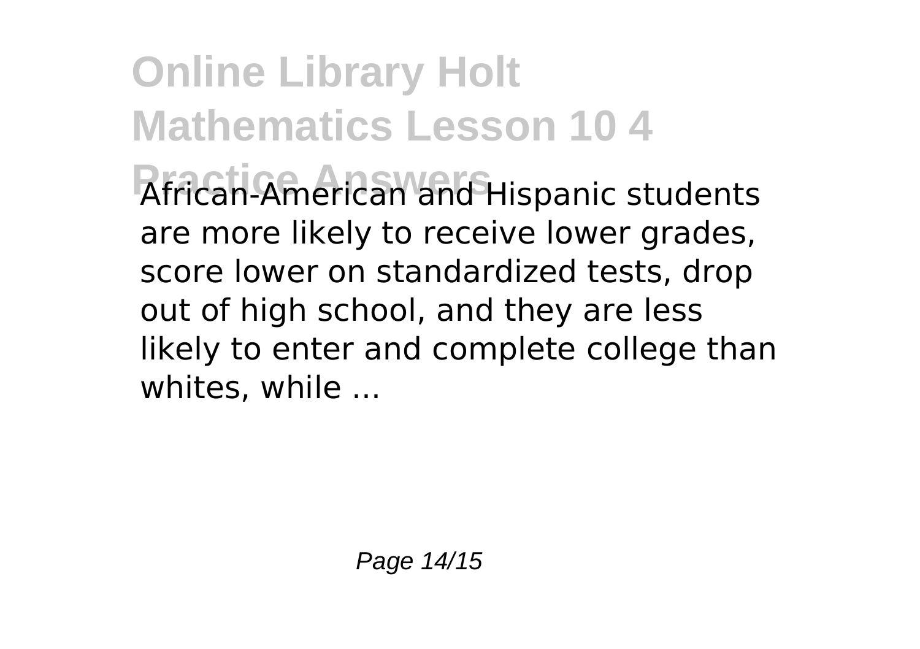African-American and Hispanic students are more likely to receive lower grades, score lower on standardized tests, drop out of high school, and they are less likely to enter and complete college than whites, while ...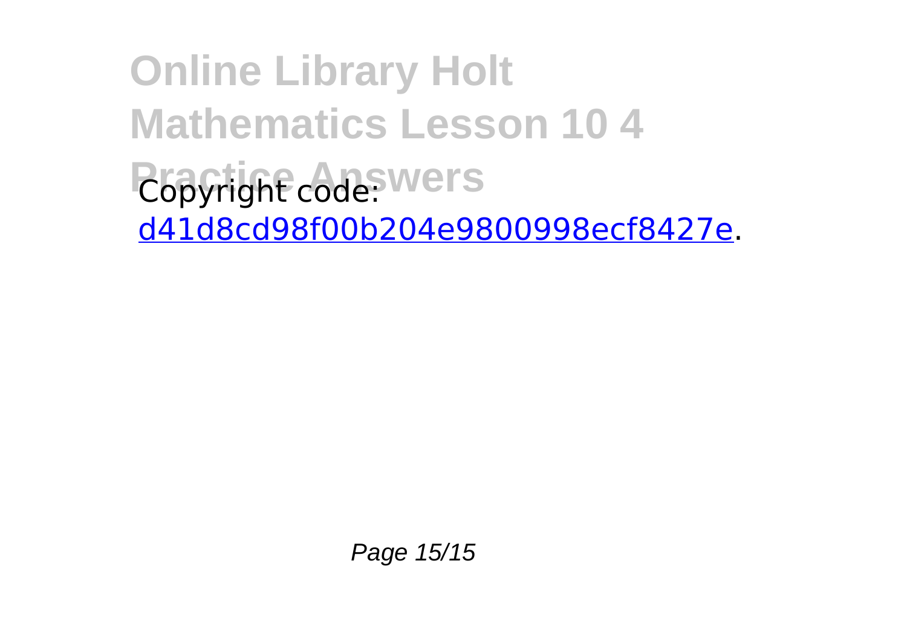Copyright code: [d41d8cd98f00b204e9800998ecf8427e](d41d8cd98f00b204e9800998ecf8427e).